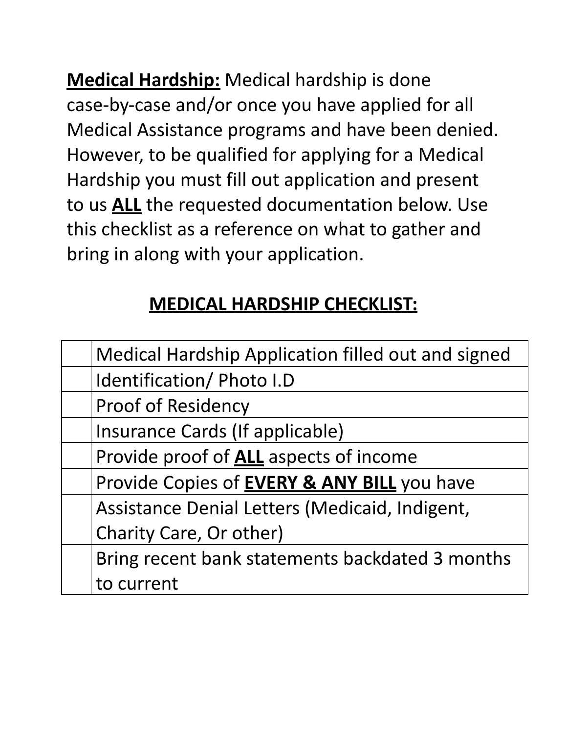**<u>Medical Hardship:</u>** Medical hardship is done case-by-case and/or once you have applied for all Medical Assistance programs and have been denied. However, to be qualified for applying for a Medical Hardship you must fill out application and present to us **<u>ALL</u>** the requested documentation below. Use this checklist as a reference on what to gather and bring in along with your application.

## <u>MEDICAL HARDSHIP CHECKLIST:</u>

| | |
|---|---|
| | Medical Hardship Application filled out and signed |
| | Identification/ Photo I.D |
| | Proof of Residency |
| | Insurance Cards (If applicable) |
| | Provide proof of **<u>ALL</u>** aspects of income |
| | Provide Copies of **<u>EVERY & ANY BILL</u>** you have |
| | Assistance Denial Letters (Medicaid, Indigent, Charity Care, Or other) |
| | Bring recent bank statements backdated 3 months to current |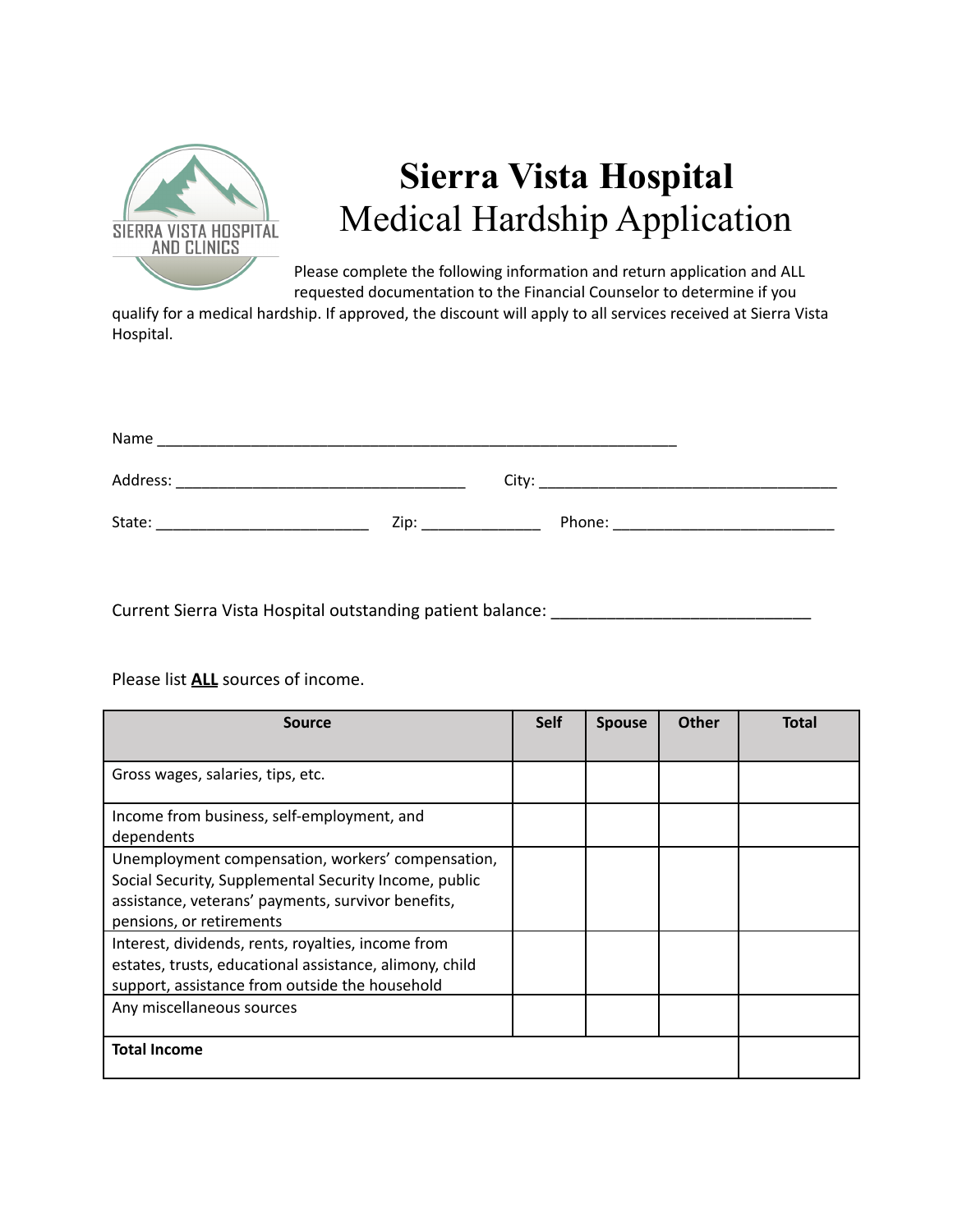# Sierra Vista Hospital

## Medical Hardship Application

Please complete the following information and return application and ALL requested documentation to the Financial Counselor to determine if you qualify for a medical hardship. If approved, the discount will apply to all services received at Sierra Vista Hospital.

Name ______________________________________________________________

Address: __________________________________ City: ___________________________________

State: _________________________ Zip: ______________ Phone: __________________________

Current Sierra Vista Hospital outstanding patient balance: ____________________________

Please list **ALL** sources of income.

| Source | Self | Spouse | Other | Total |
|---|---|---|---|---|
| Gross wages, salaries, tips, etc. | | | | |
| Income from business, self-employment, and dependents | | | | |
| Unemployment compensation, workers' compensation, Social Security, Supplemental Security Income, public assistance, veterans' payments, survivor benefits, pensions, or retirements | | | | |
| Interest, dividends, rents, royalties, income from estates, trusts, educational assistance, alimony, child support, assistance from outside the household | | | | |
| Any miscellaneous sources | | | | |
| **Total Income** | | | | |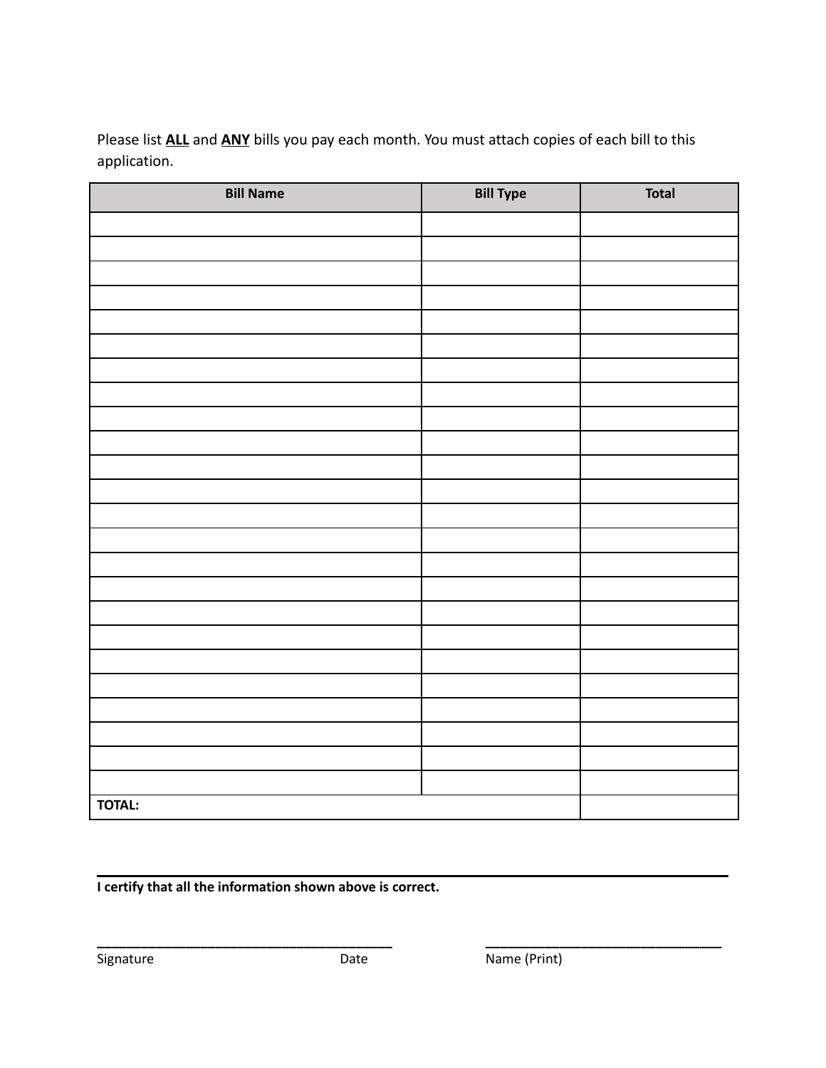Please list **ALL** and **ANY** bills you pay each month. You must attach copies of each bill to this application.

| Bill Name | Bill Type | Total |
|---|---|---|
| | | |
| | | |
| | | |
| | | |
| | | |
| | | |
| | | |
| | | |
| | | |
| | | |
| | | |
| | | |
| | | |
| | | |
| | | |
| | | |
| | | |
| | | |
| | | |
| | | |
| | | |
| | | |
| | | |
| | | |
| **TOTAL:** | | |

______________________________________________________________________________

**I certify that all the information shown above is correct.**

____________________________________________ ________________________________

Signature Date Name (Print)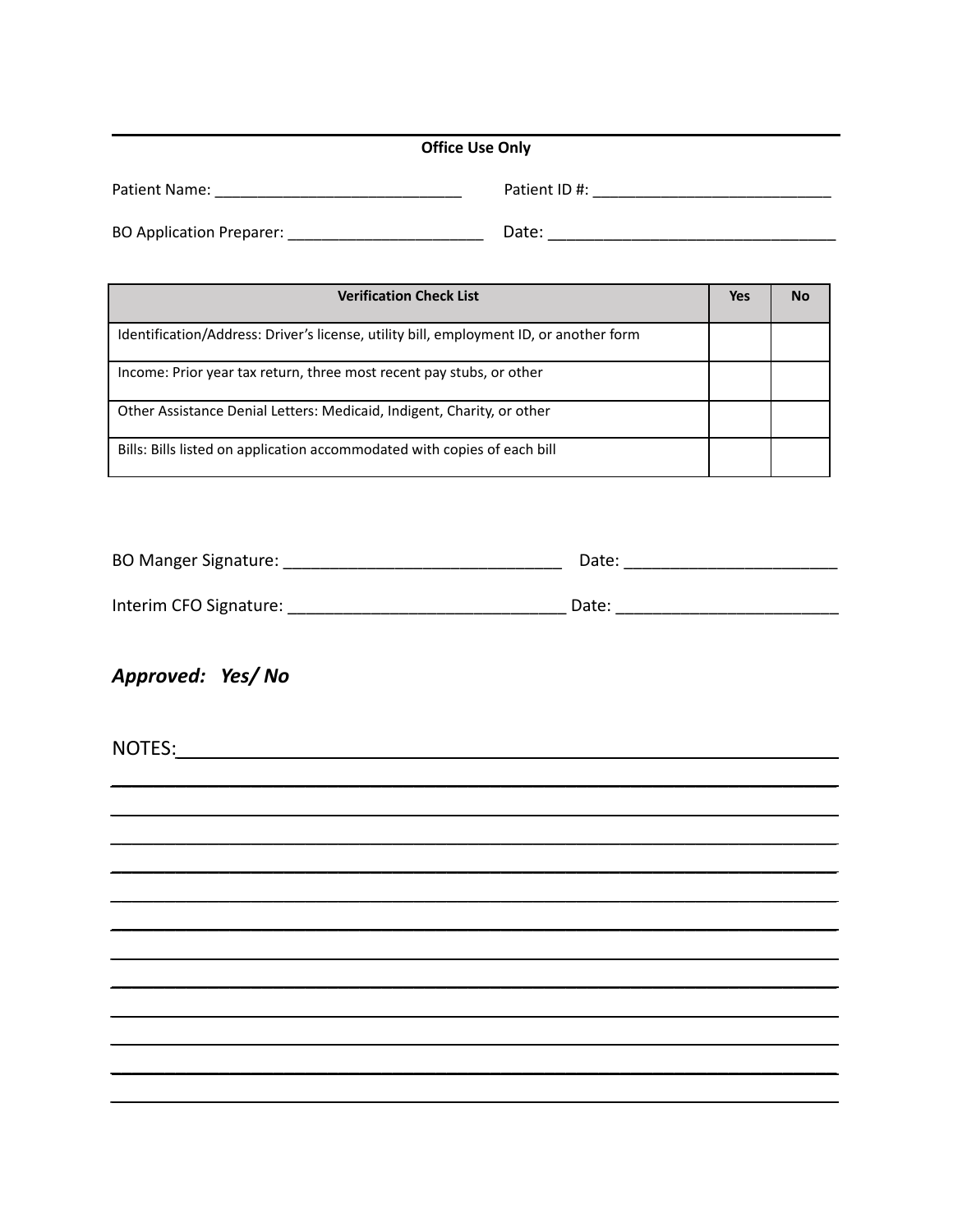**Office Use Only**

Patient Name: ______________________________ Patient ID #: ____________________________

BO Application Preparer: _______________________ Date: _________________________________

| Verification Check List | Yes | No |
|---|---|---|
| Identification/Address: Driver’s license, utility bill, employment ID, or another form | | |
| Income: Prior year tax return, three most recent pay stubs, or other | | |
| Other Assistance Denial Letters: Medicaid, Indigent, Charity, or other | | |
| Bills: Bills listed on application accommodated with copies of each bill | | |

BO Manger Signature: _______________________________ Date: _______________________

Interim CFO Signature: _______________________________ Date: ________________________

***Approved: Yes/ No***

NOTES:_____________________________________________________________

_____________________________________________________________________

_____________________________________________________________________

_____________________________________________________________________

_____________________________________________________________________

_____________________________________________________________________

_____________________________________________________________________

_____________________________________________________________________

_____________________________________________________________________

_____________________________________________________________________

_____________________________________________________________________

_____________________________________________________________________

_____________________________________________________________________